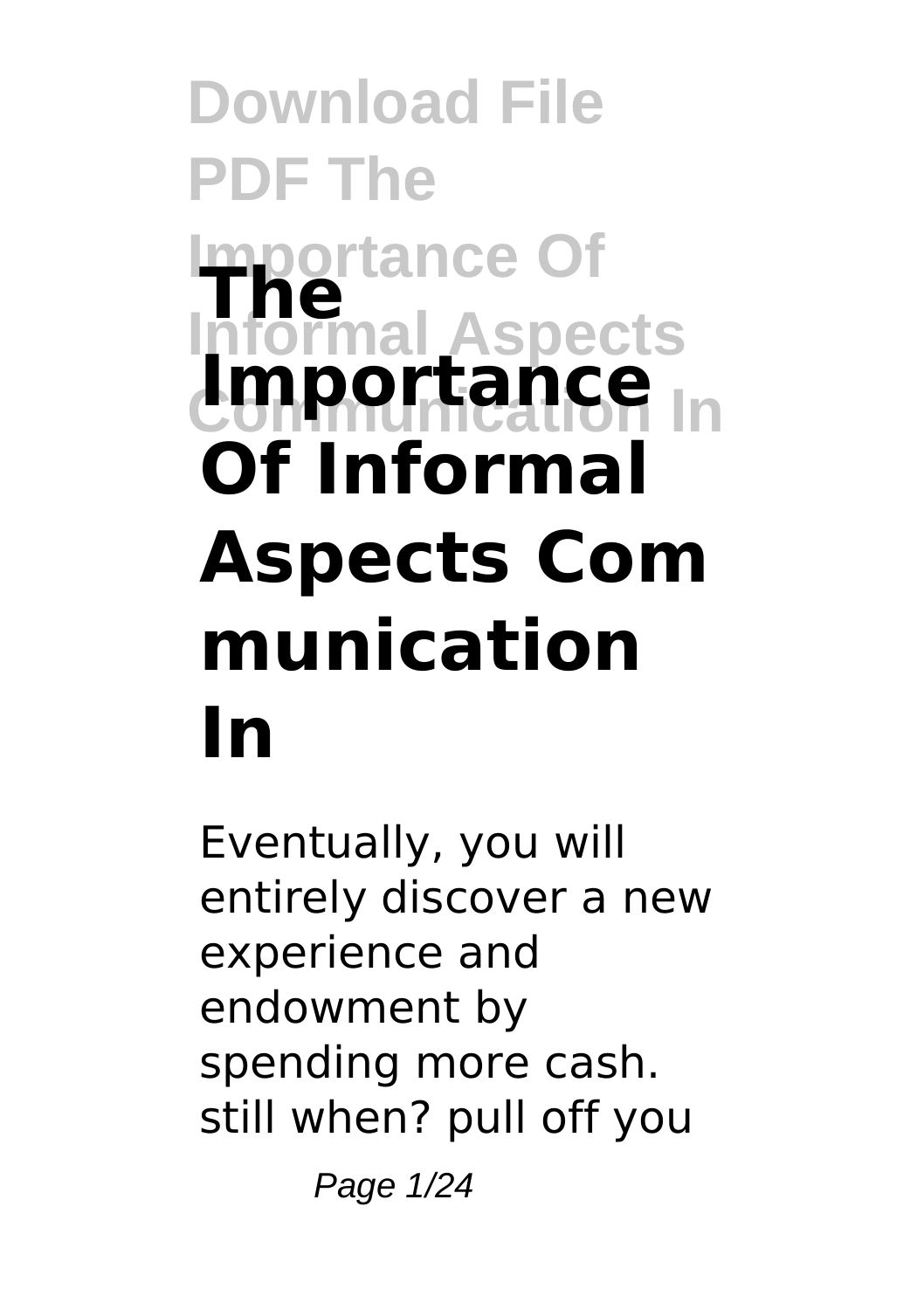# The Importance Of Informal Aspects Communication In

Eventually, you will entirely discover a new experience and endowment by spending more cash. still when? pull off you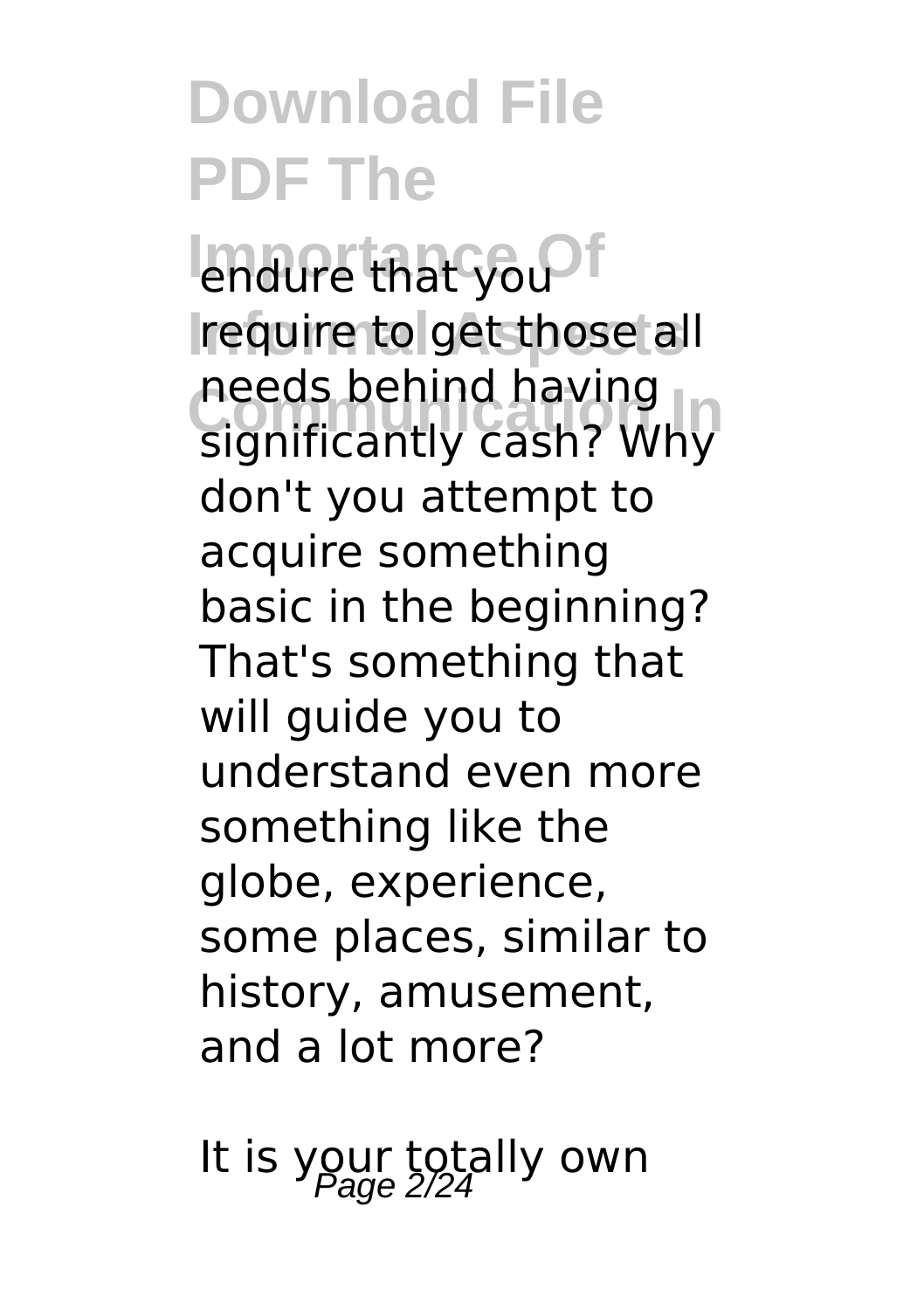endure that you require to get those all needs behind having significantly cash? Why don't you attempt to acquire something basic in the beginning? That's something that will guide you to understand even more something like the globe, experience, some places, similar to history, amusement, and a lot more?

It is your totally own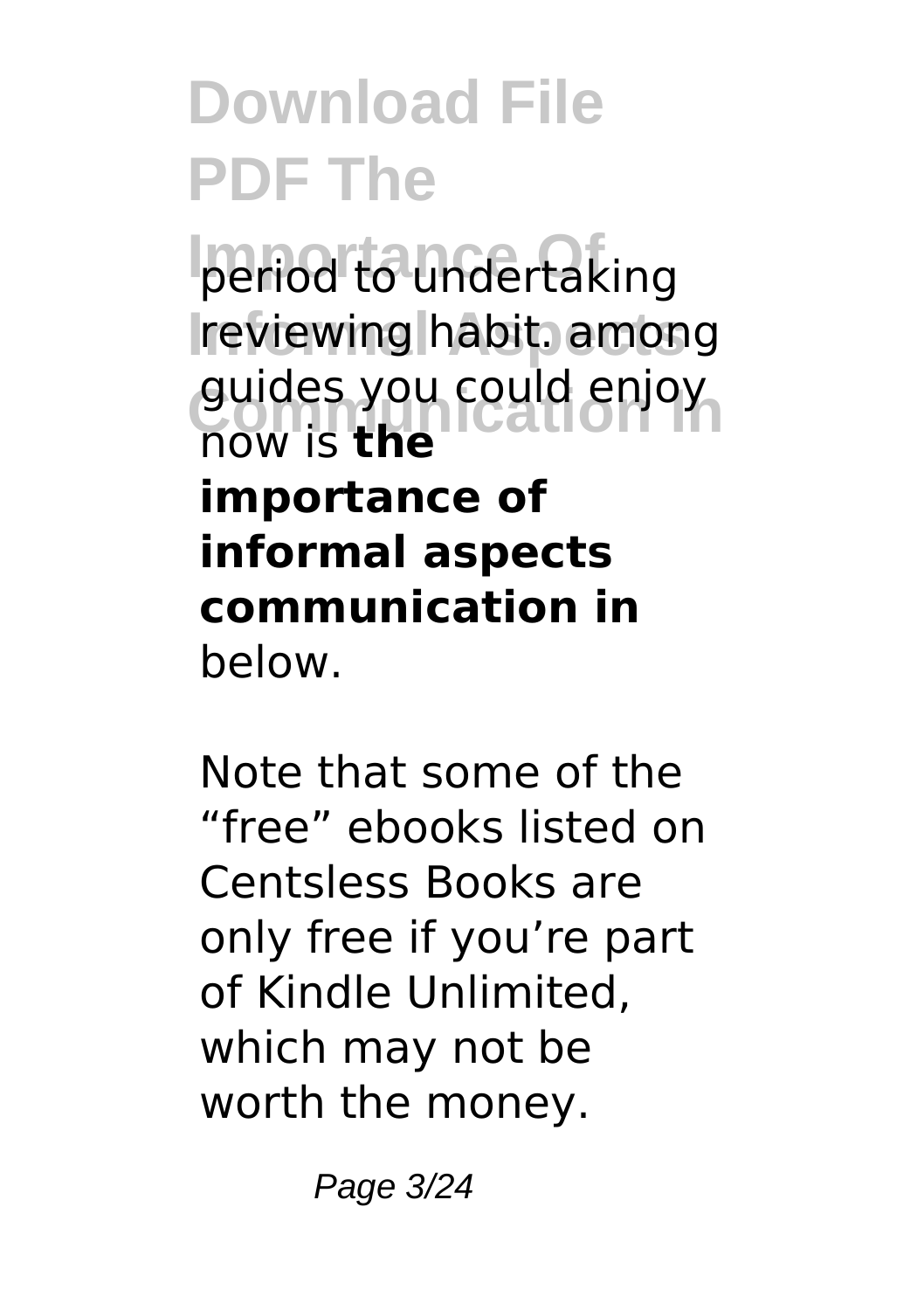period to undertaking reviewing habit. among guides you could enjoy now is **the importance of informal aspects communication in** below.

Note that some of the “free” ebooks listed on Centsless Books are only free if you’re part of Kindle Unlimited, which may not be worth the money.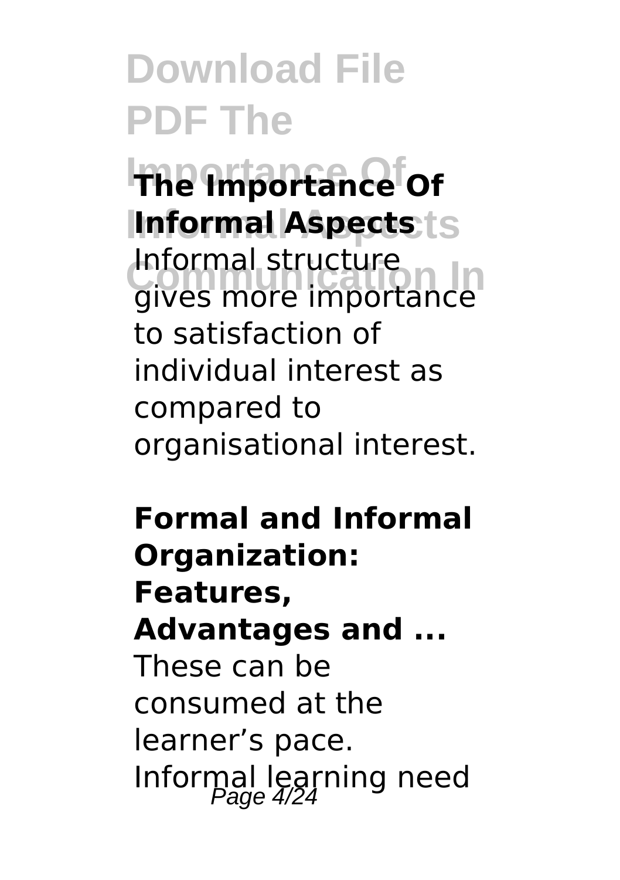**The Importance Of Informal Aspects**

Informal structure gives more importance to satisfaction of individual interest as compared to organisational interest.

**Formal and Informal Organization: Features, Advantages and ...**

These can be consumed at the learner's pace. Informal learning need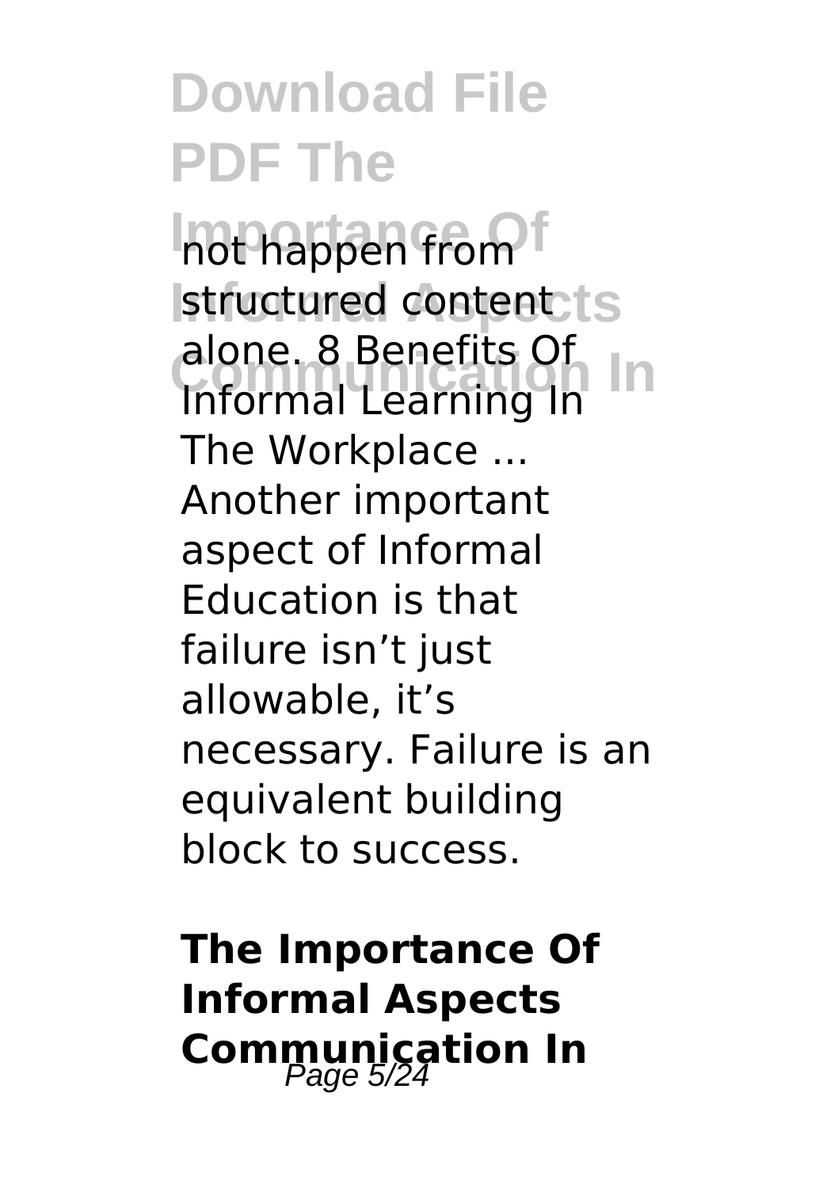not happen from structured content alone. 8 Benefits Of Informal Learning In The Workplace ... Another important aspect of Informal Education is that failure isn't just allowable, it's necessary. Failure is an equivalent building block to success.

**The Importance Of Informal Aspects Communication In**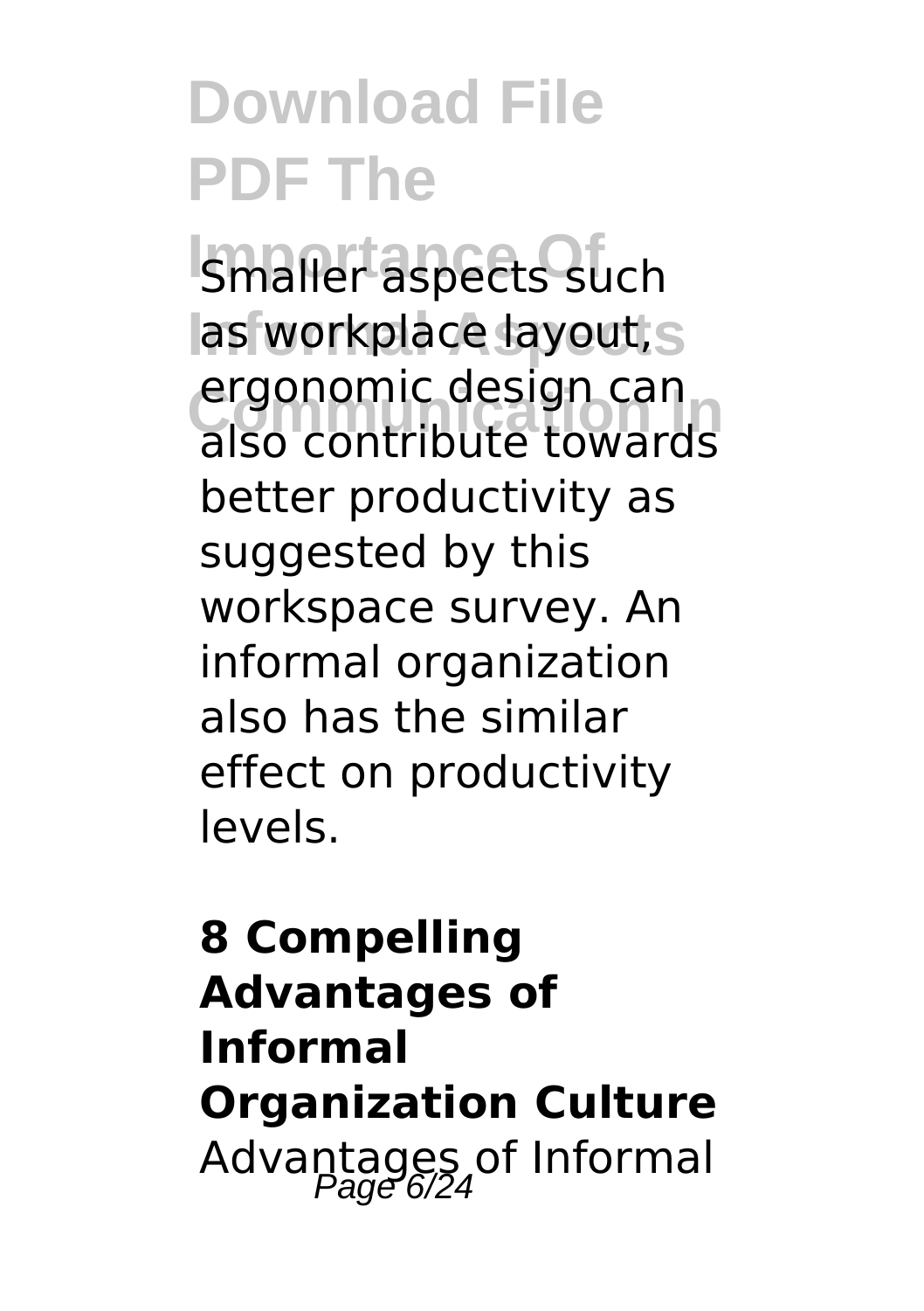Smaller aspects such as workplace layout, ergonomic design can also contribute towards better productivity as suggested by this workspace survey. An informal organization also has the similar effect on productivity levels.

**8 Compelling Advantages of Informal Organization Culture**

Advantages of Informal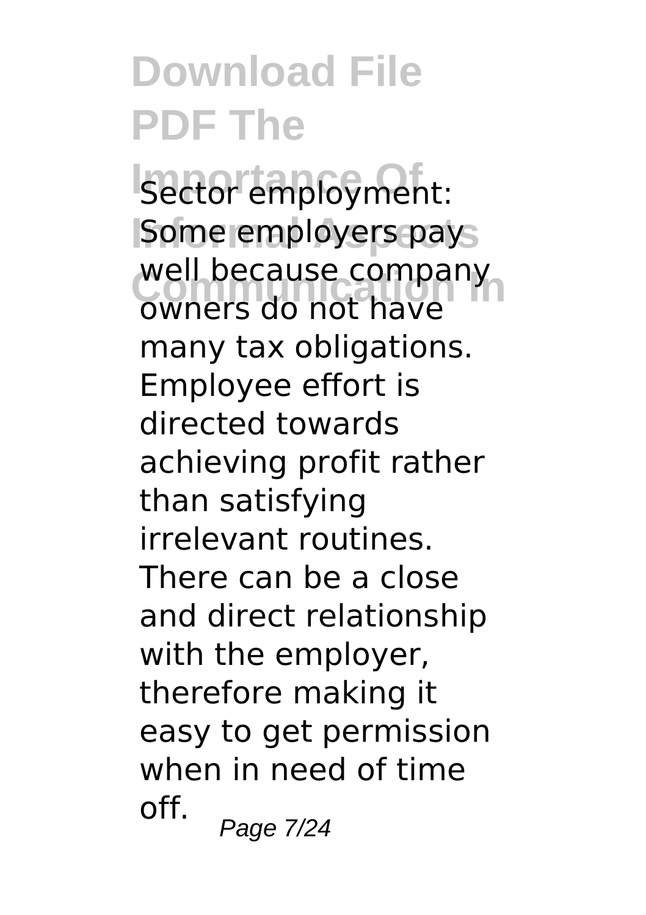Sector employment: Some employers pay well because company owners do not have many tax obligations. Employee effort is directed towards achieving profit rather than satisfying irrelevant routines. There can be a close and direct relationship with the employer, therefore making it easy to get permission when in need of time off.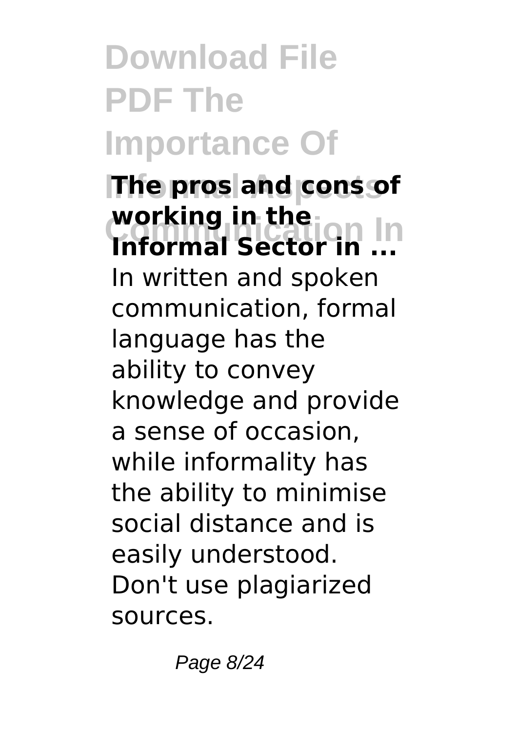**The pros and cons of working in the Informal Sector in ...**

In written and spoken communication, formal language has the ability to convey knowledge and provide a sense of occasion, while informality has the ability to minimise social distance and is easily understood. Don't use plagiarized sources.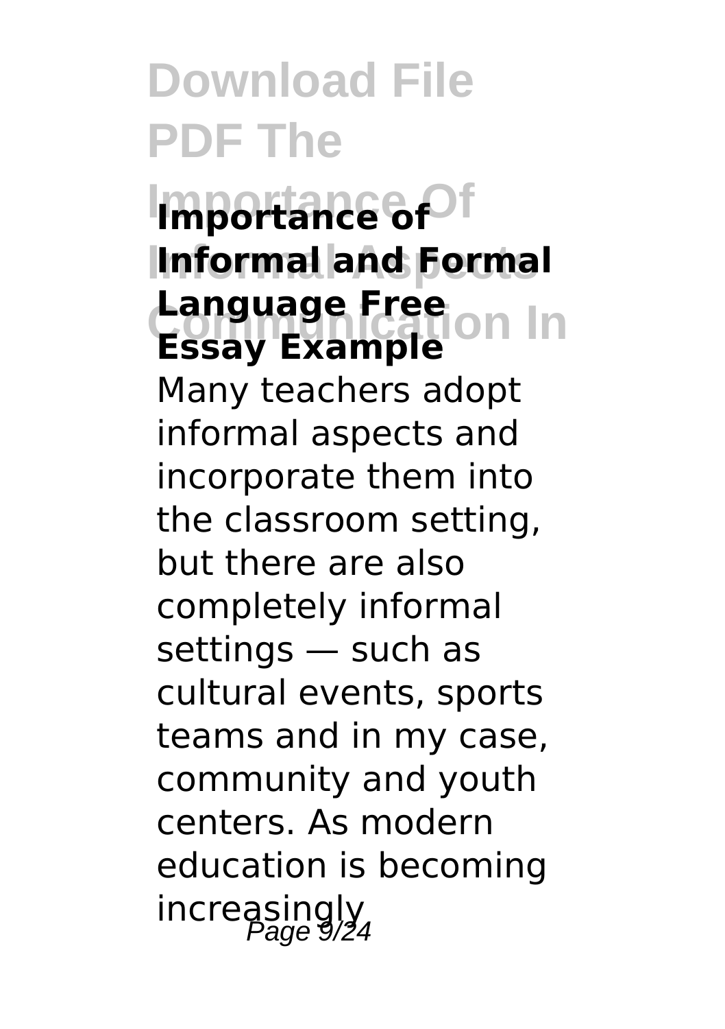## Importance of Informal and Formal Language Free Essay Example

Many teachers adopt informal aspects and incorporate them into the classroom setting, but there are also completely informal settings — such as cultural events, sports teams and in my case, community and youth centers. As modern education is becoming increasingly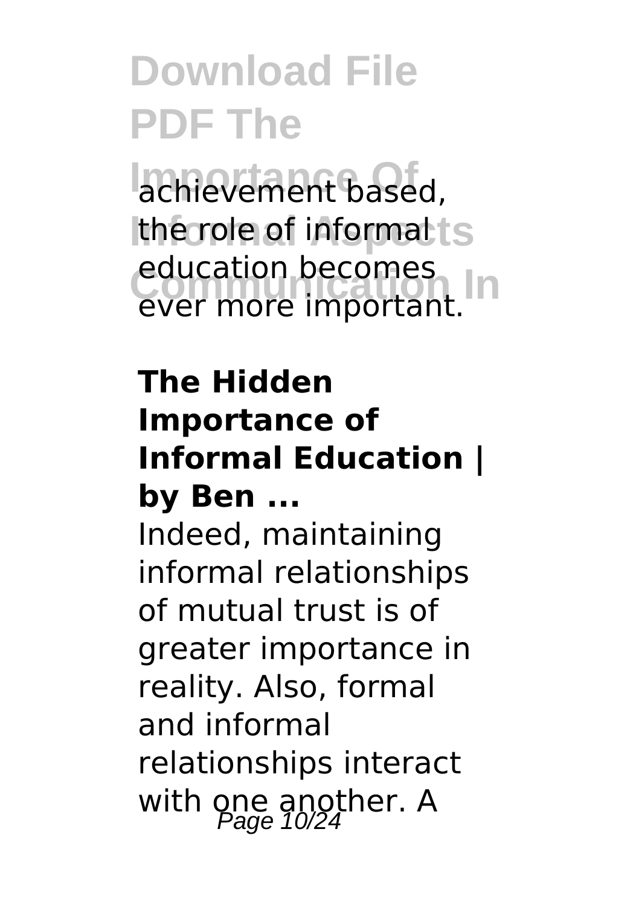achievement based, the role of informal education becomes ever more important.

### The Hidden Importance of Informal Education | by Ben ...

Indeed, maintaining informal relationships of mutual trust is of greater importance in reality. Also, formal and informal relationships interact with one another. A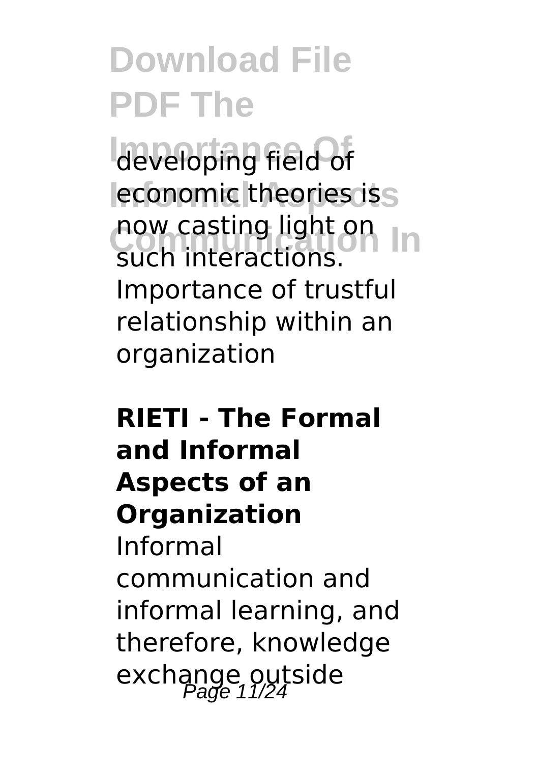developing field of economic theories is now casting light on such interactions. Importance of trustful relationship within an organization

**RIETI - The Formal and Informal Aspects of an Organization**

Informal communication and informal learning, and therefore, knowledge exchange outside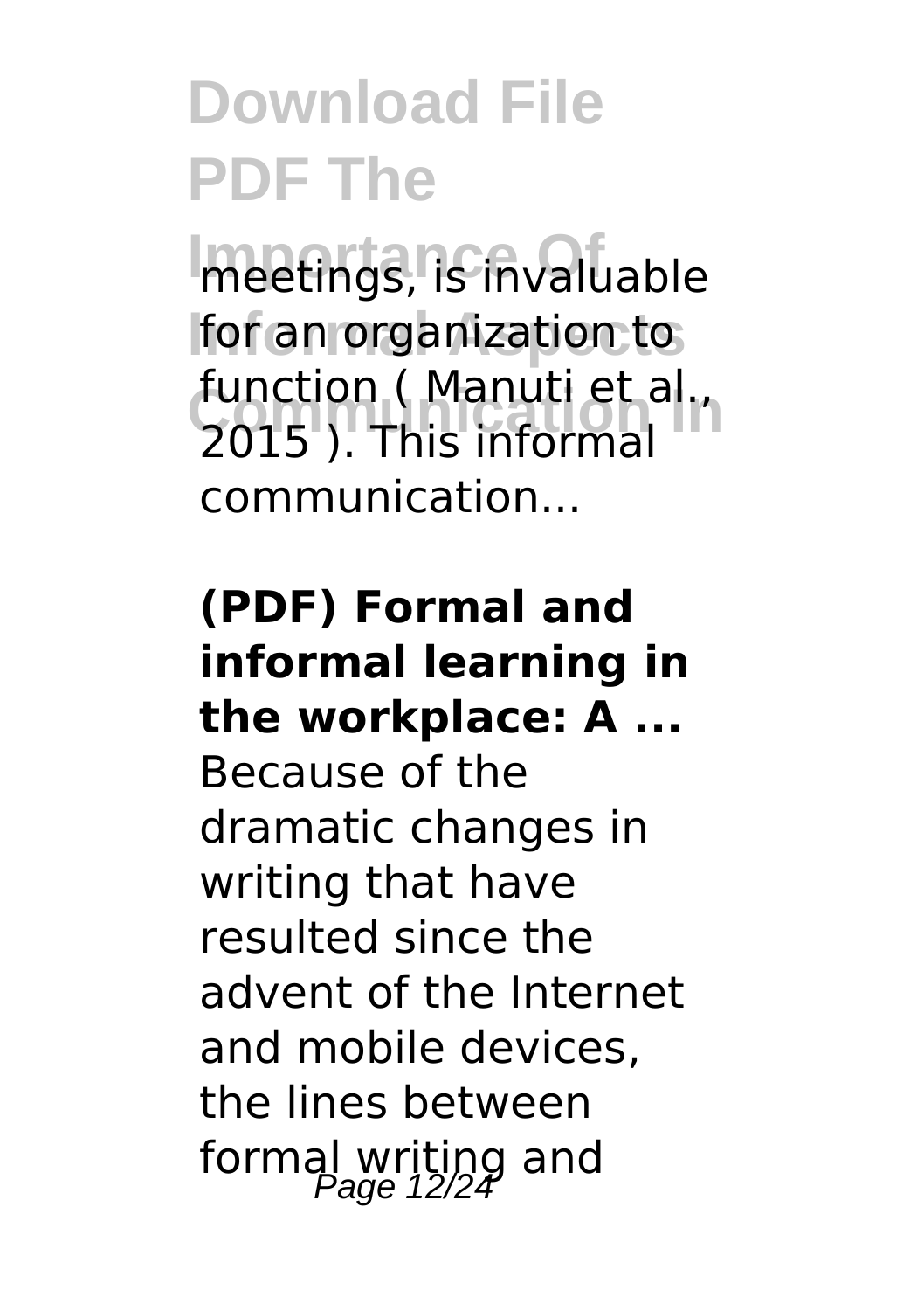meetings, is invaluable for an organization to function ( Manuti et al., 2015 ). This informal communication...

**(PDF) Formal and informal learning in the workplace: A ...**

Because of the dramatic changes in writing that have resulted since the advent of the Internet and mobile devices, the lines between formal writing and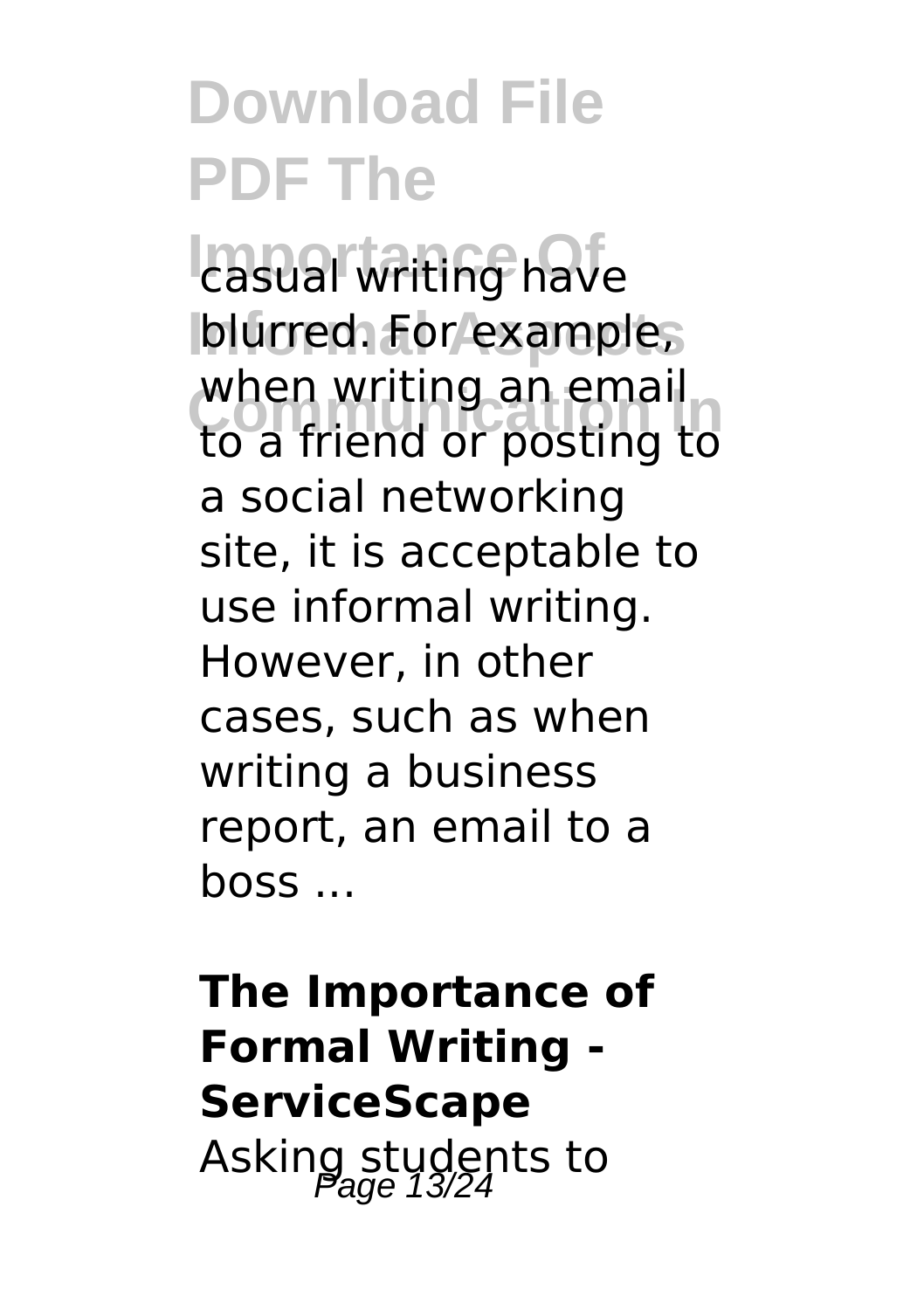casual writing have blurred. For example, when writing an email to a friend or posting to a social networking site, it is acceptable to use informal writing. However, in other cases, such as when writing a business report, an email to a boss ...

**The Importance of Formal Writing - ServiceScape**

Asking students to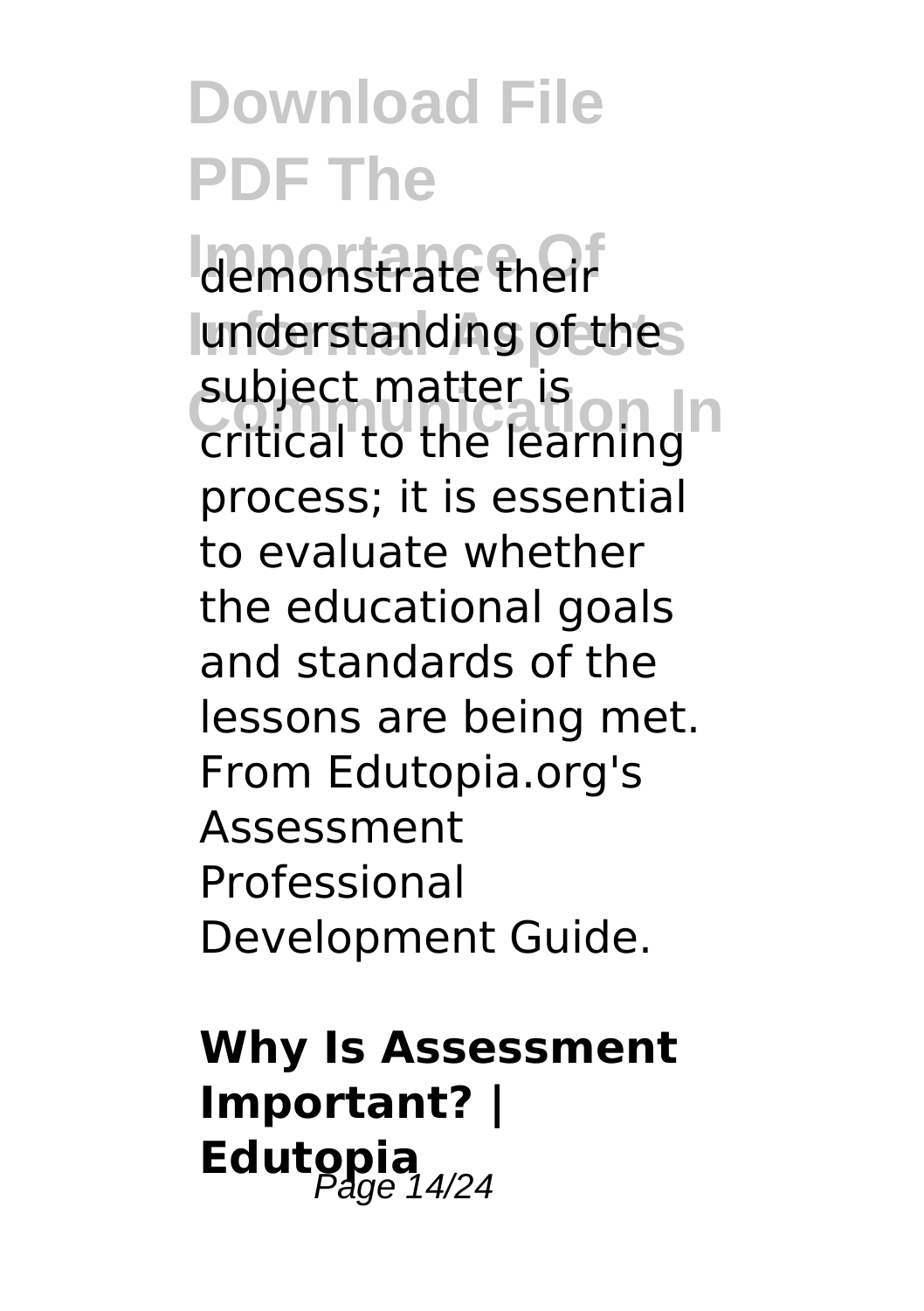demonstrate their understanding of the subject matter is critical to the learning process; it is essential to evaluate whether the educational goals and standards of the lessons are being met. From Edutopia.org's Assessment Professional Development Guide.

**Why Is Assessment Important? | Edutopia**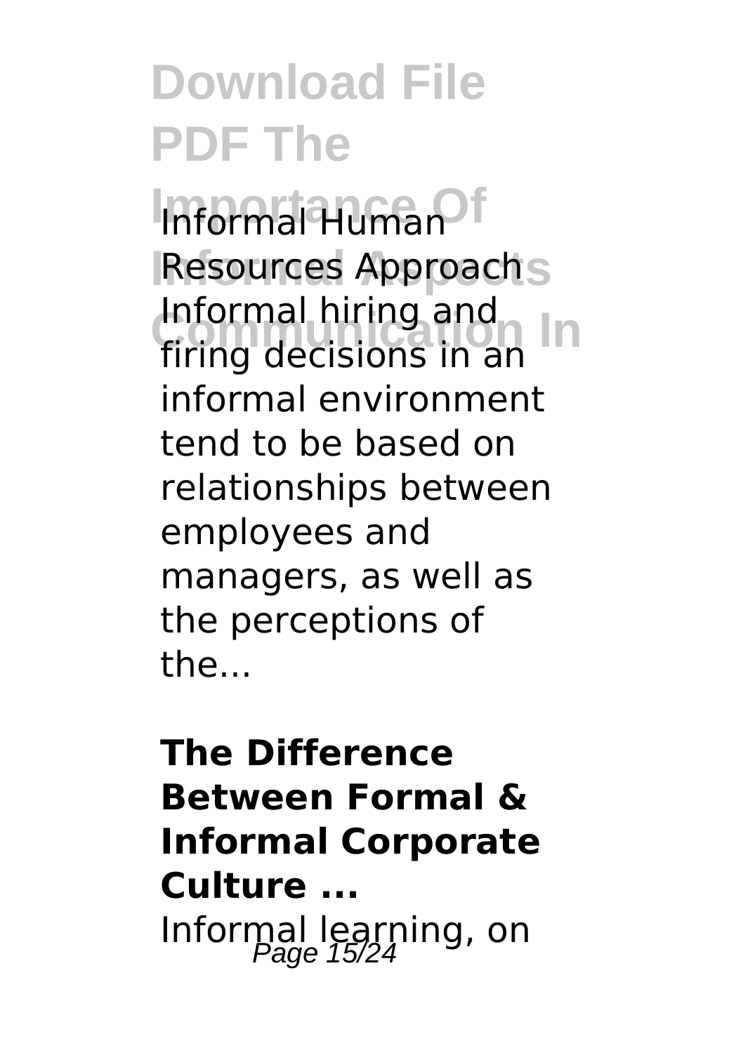Informal Human Resources Approach

Informal hiring and firing decisions in an informal environment tend to be based on relationships between employees and managers, as well as the perceptions of the...

**The Difference Between Formal & Informal Corporate Culture ...**

Informal learning, on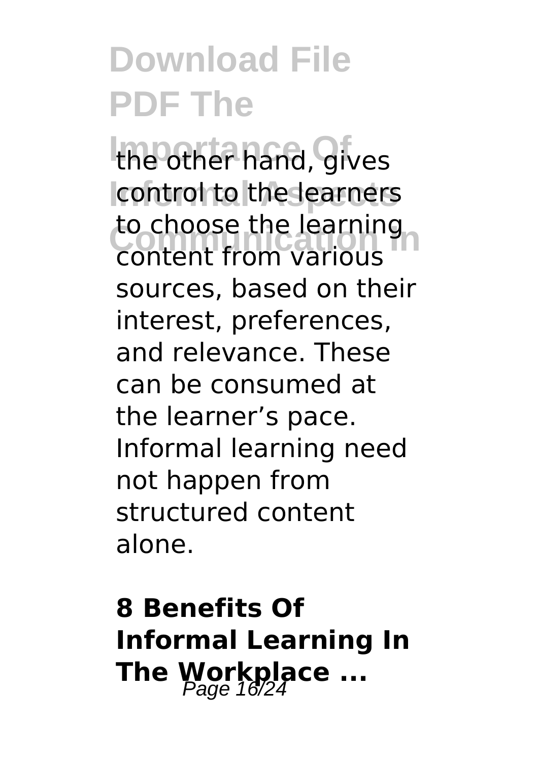the other hand, gives control to the learners to choose the learning content from various sources, based on their interest, preferences, and relevance. These can be consumed at the learner's pace. Informal learning need not happen from structured content alone.

## 8 Benefits Of Informal Learning In The Workplace ...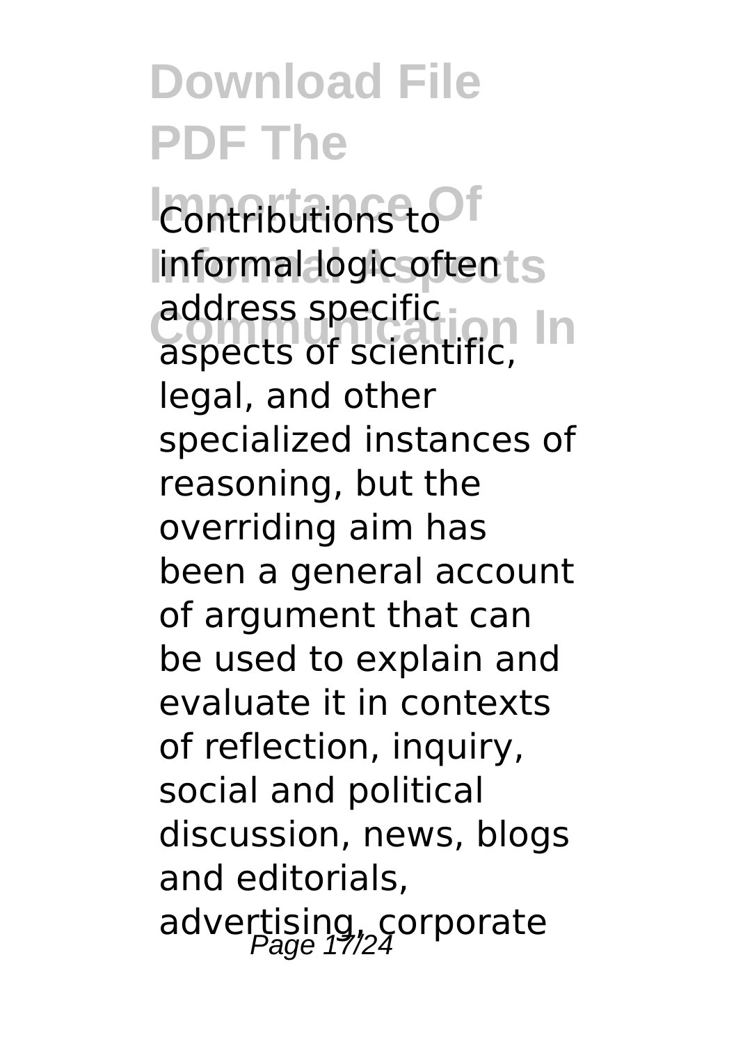Contributions to informal logic often address specific aspects of scientific, legal, and other specialized instances of reasoning, but the overriding aim has been a general account of argument that can be used to explain and evaluate it in contexts of reflection, inquiry, social and political discussion, news, blogs and editorials, advertising, corporate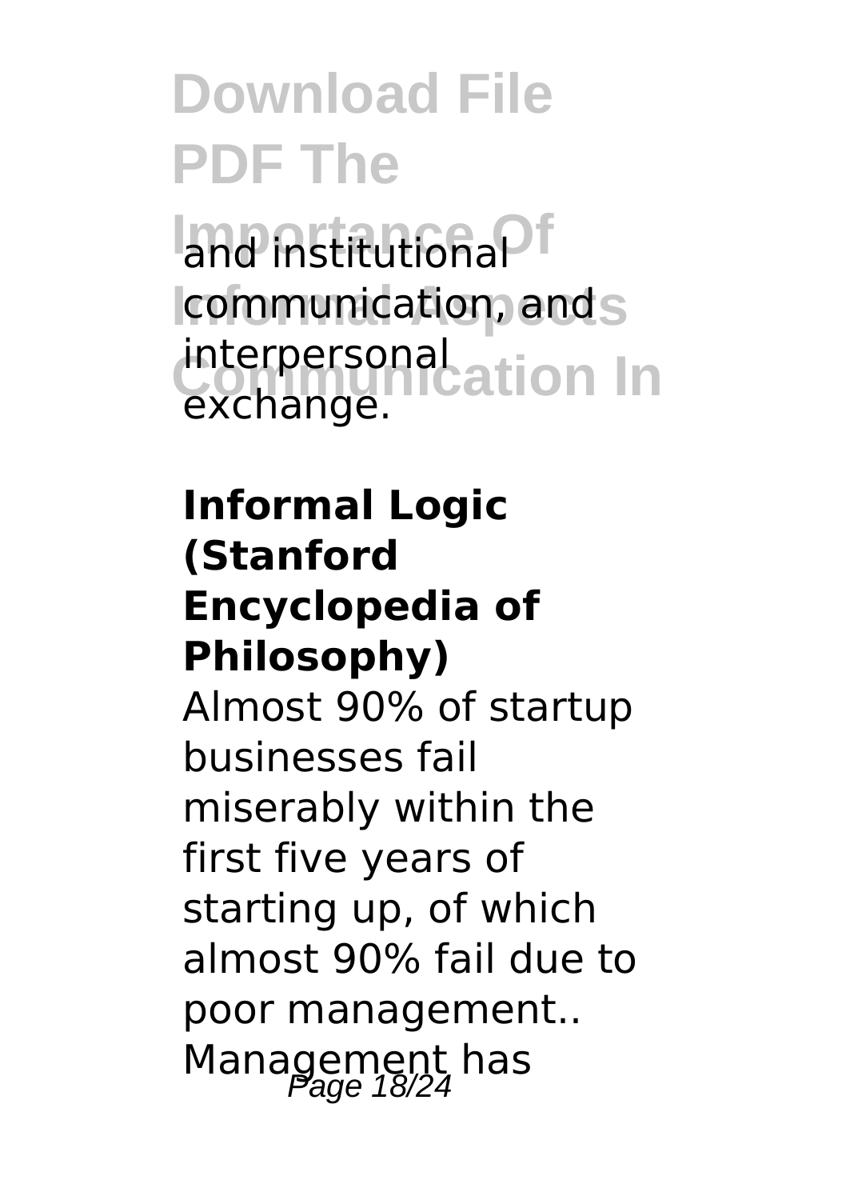and institutional communication, and interpersonal exchange.

**Informal Logic (Stanford Encyclopedia of Philosophy)**

Almost 90% of startup businesses fail miserably within the first five years of starting up, of which almost 90% fail due to poor management.. Management has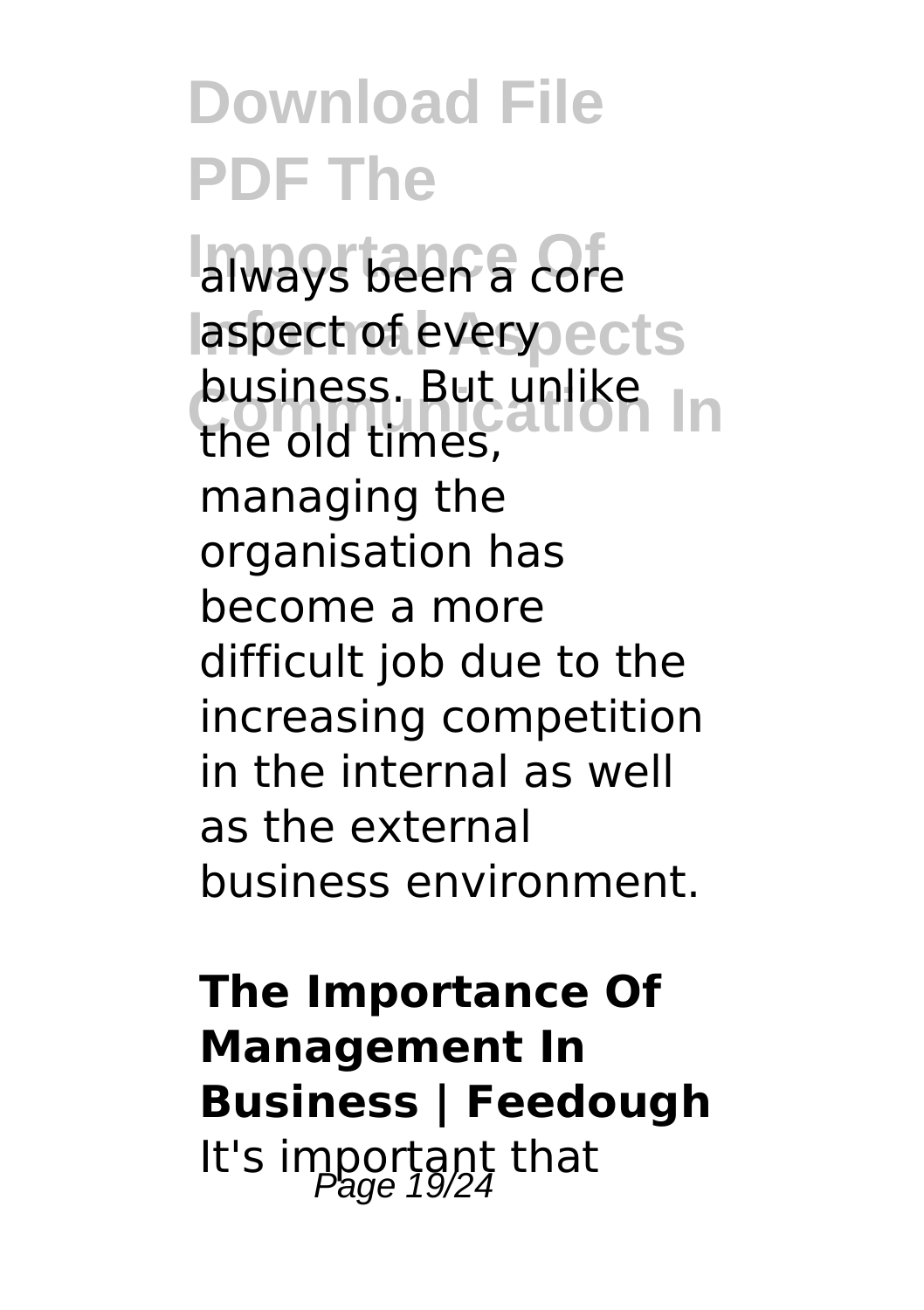always been a core aspect of every business. But unlike the old times, managing the organisation has become a more difficult job due to the increasing competition in the internal as well as the external business environment.

**The Importance Of Management In Business | Feedough**

It's important that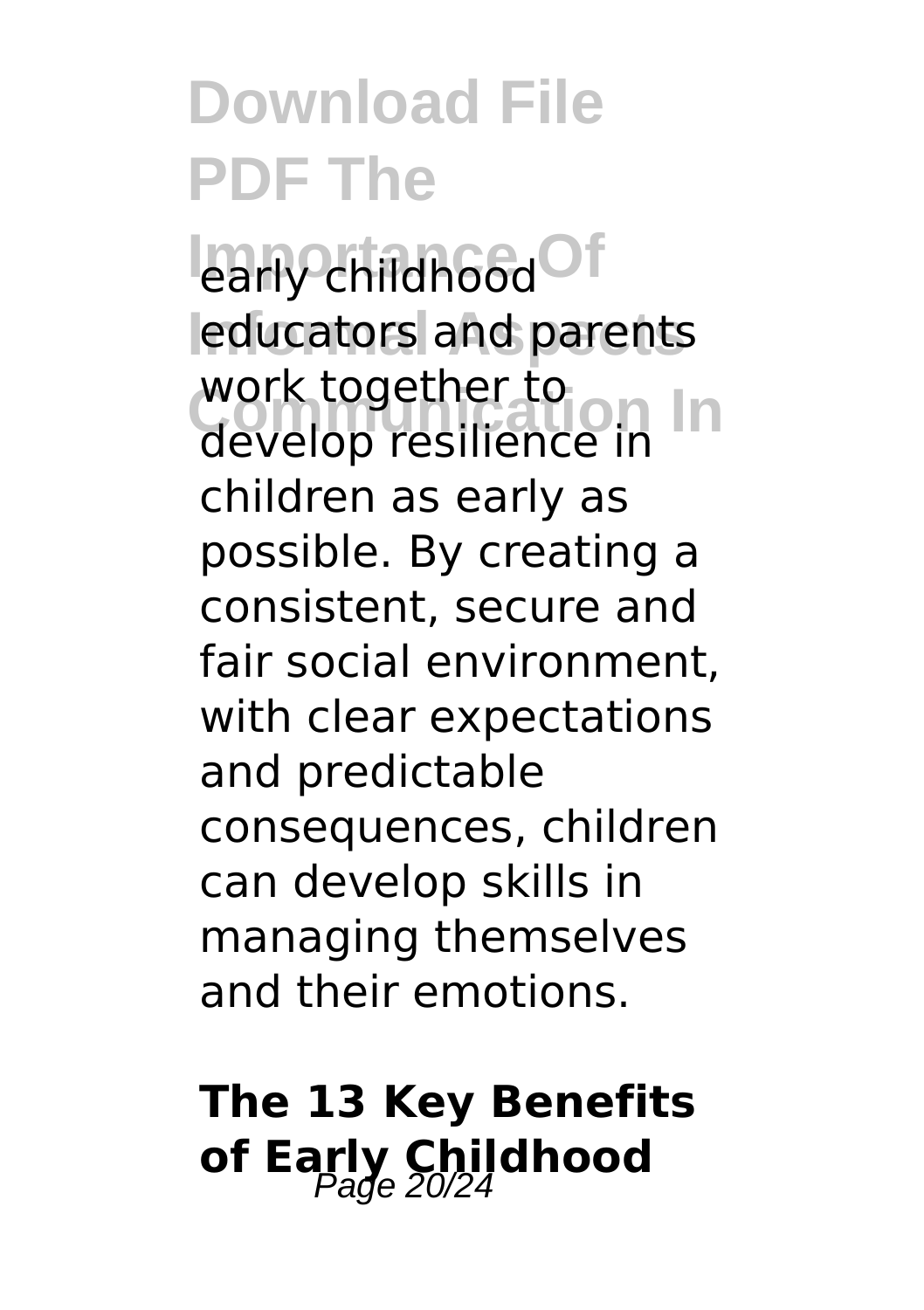early childhood educators and parents work together to develop resilience in children as early as possible. By creating a consistent, secure and fair social environment, with clear expectations and predictable consequences, children can develop skills in managing themselves and their emotions.

**The 13 Key Benefits of Early Childhood**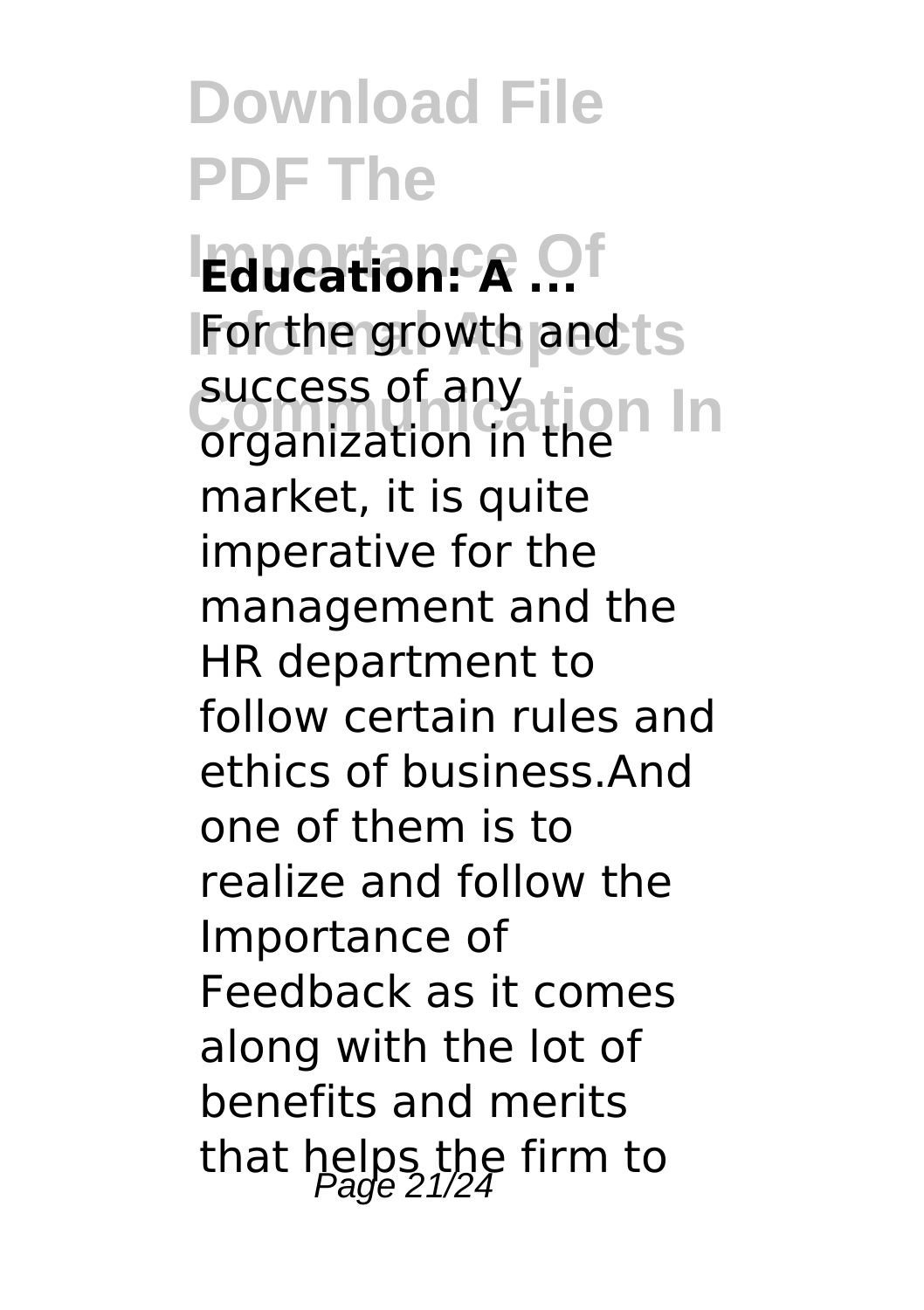**Education: A ...**

For the growth and success of any organization in the market, it is quite imperative for the management and the HR department to follow certain rules and ethics of business.And one of them is to realize and follow the Importance of Feedback as it comes along with the lot of benefits and merits that helps the firm to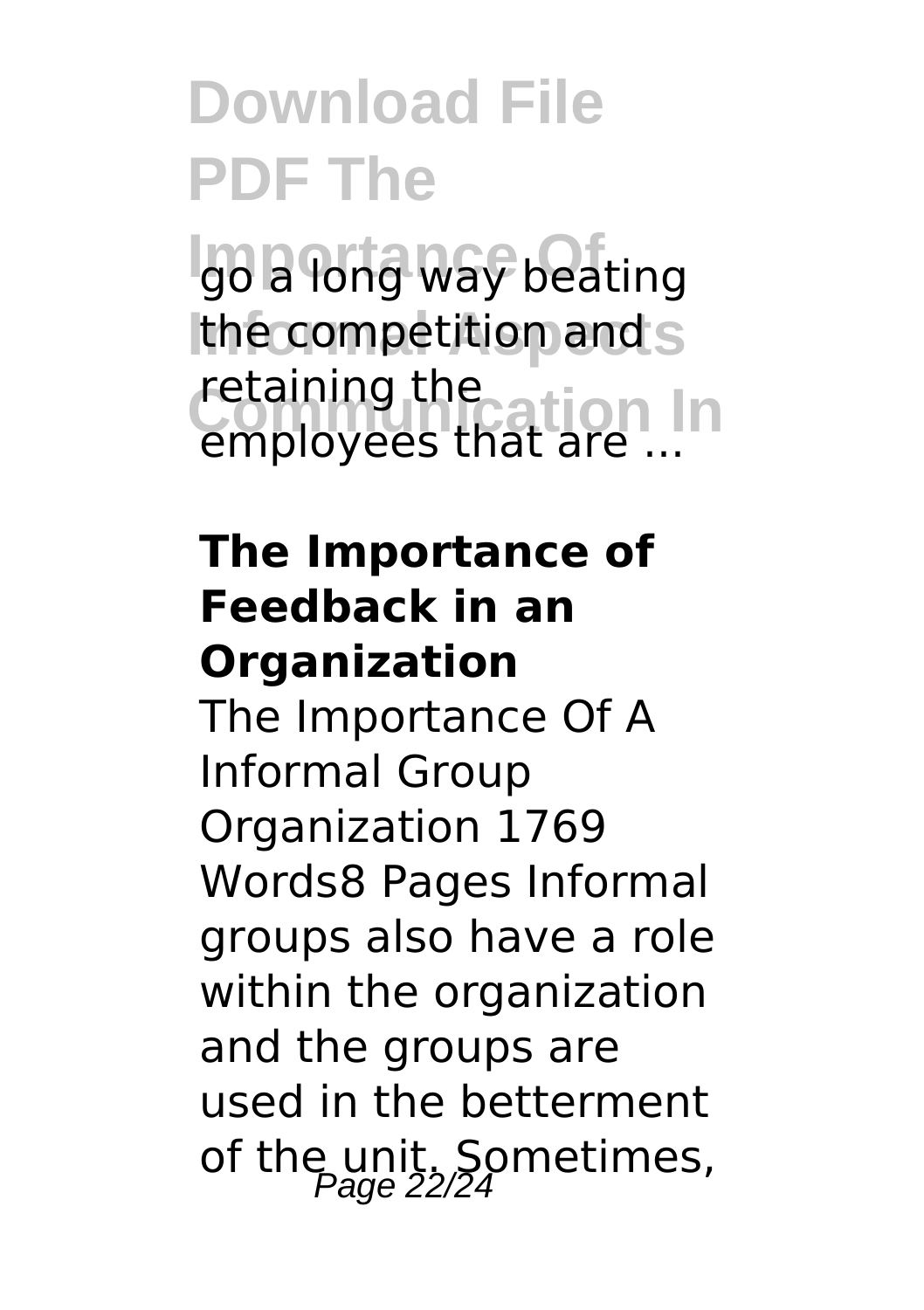go a long way beating the competition and retaining the employees that are ...

### The Importance of Feedback in an Organization

The Importance Of A Informal Group Organization 1769 Words8 Pages Informal groups also have a role within the organization and the groups are used in the betterment of the unit. Sometimes,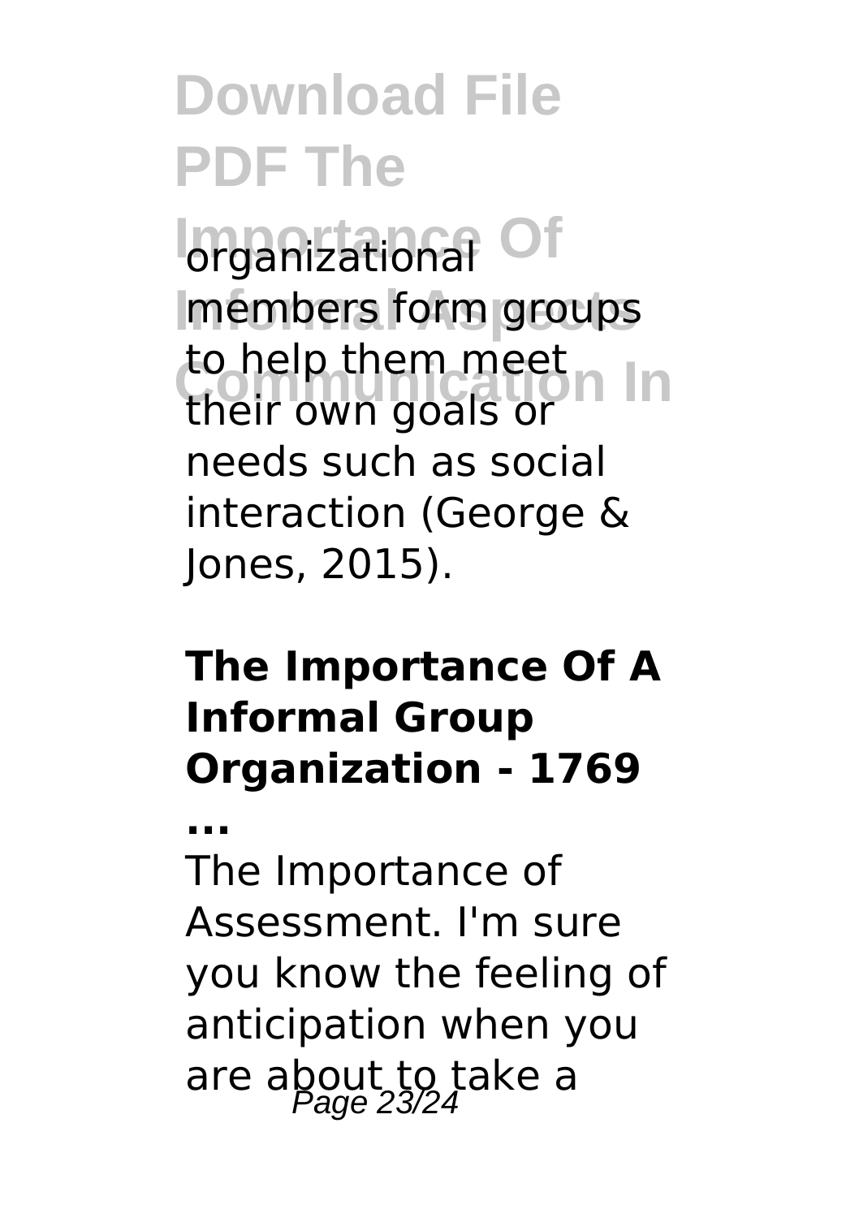organizational members form groups to help them meet their own goals or needs such as social interaction (George & Jones, 2015).

### The Importance Of A Informal Group Organization - 1769 ...

The Importance of Assessment. I'm sure you know the feeling of anticipation when you are about to take a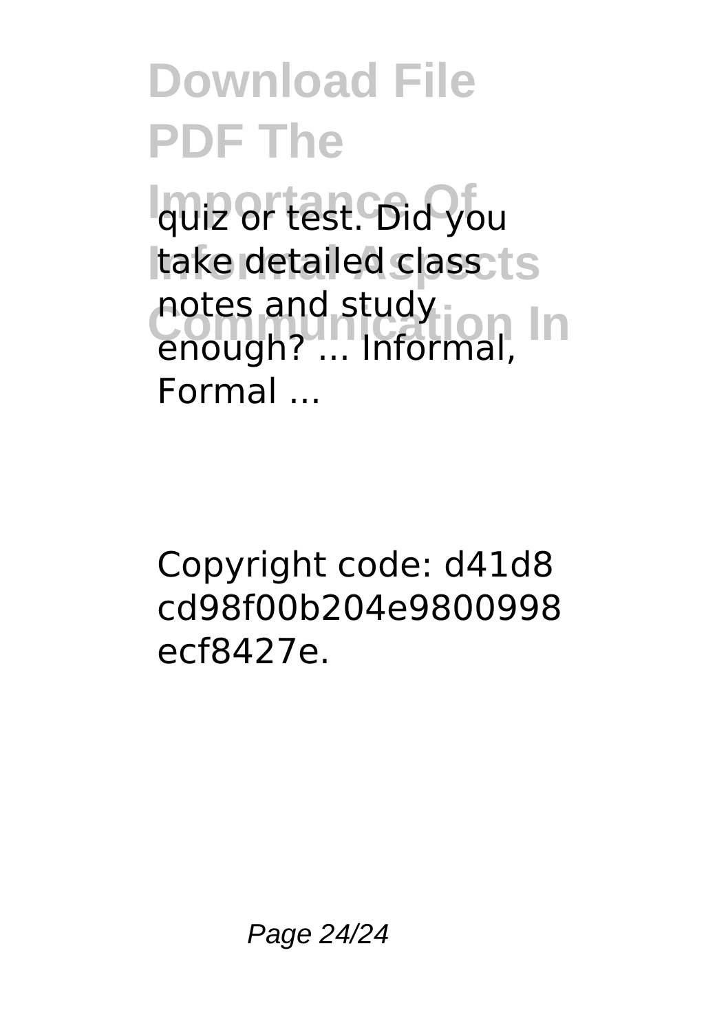quiz or test. Did you take detailed class notes and study enough? ... Informal, Formal ...

Copyright code: d41d8cd98f00b204e9800998ecf8427e.